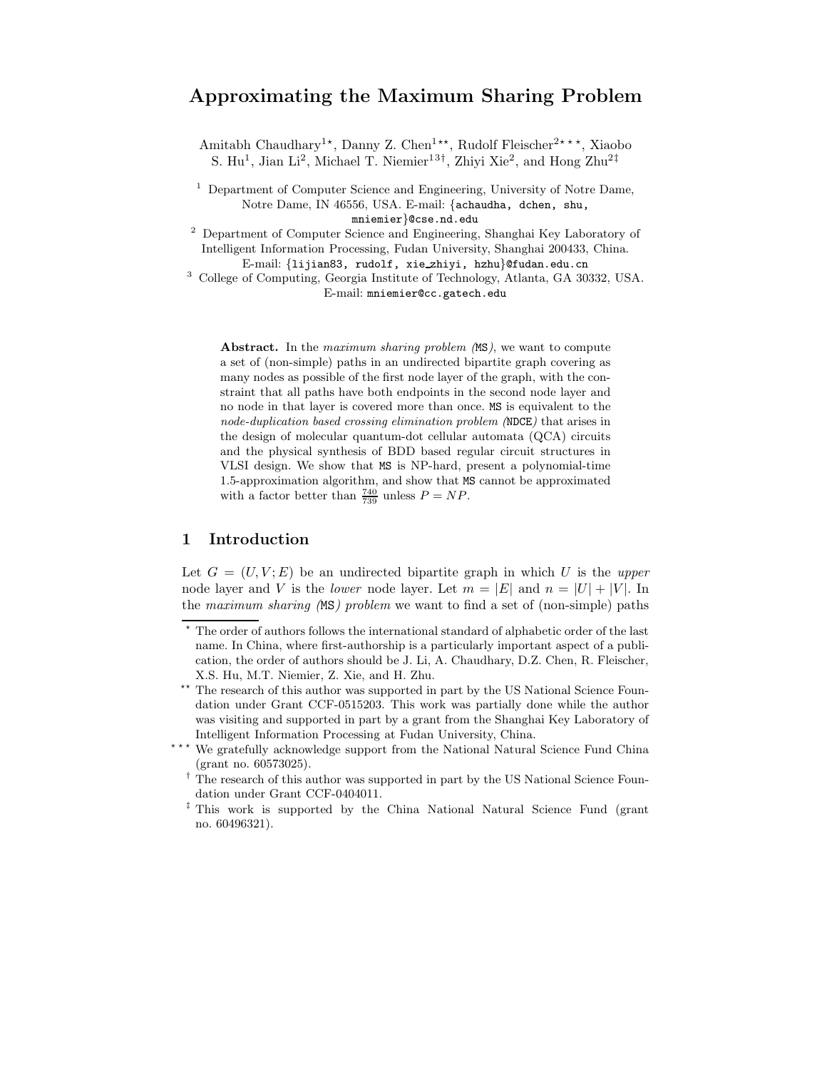# Approximating the Maximum Sharing Problem

Amitabh Chaudhary[1⋆], Danny Z. Chen[1⋆⋆], Rudolf Fleischer[2⋆⋆⋆], Xiaobo S. Hu[1], Jian Li[2], Michael T. Niemier[13†], Zhiyi Xie[2], and Hong Zhu[2‡]

[1] Department of Computer Science and Engineering, University of Notre Dame, Notre Dame, IN 46556, USA. E-mail: {achaudha, dchen, shu, mniemier}@cse.nd.edu

[2] Department of Computer Science and Engineering, Shanghai Key Laboratory of Intelligent Information Processing, Fudan University, Shanghai 200433, China. E-mail: {lijian83, rudolf, xie_zhiyi, hzhu}@fudan.edu.cn

[3] College of Computing, Georgia Institute of Technology, Atlanta, GA 30332, USA. E-mail: mniemier@cc.gatech.edu

**Abstract.** In the *maximum sharing problem (*MS*)*, we want to compute a set of (non-simple) paths in an undirected bipartite graph covering as many nodes as possible of the first node layer of the graph, with the constraint that all paths have both endpoints in the second node layer and no node in that layer is covered more than once. MS is equivalent to the *node-duplication based crossing elimination problem (*NDCE*)* that arises in the design of molecular quantum-dot cellular automata (QCA) circuits and the physical synthesis of BDD based regular circuit structures in VLSI design. We show that MS is NP-hard, present a polynomial-time 1.5-approximation algorithm, and show that MS cannot be approximated with a factor better than $\frac{740}{739}$ unless $P = NP$.

## 1 Introduction

Let $G = (U, V; E)$ be an undirected bipartite graph in which $U$ is the *upper* node layer and $V$ is the *lower* node layer. Let $m = |E|$ and $n = |U| + |V|$. In the *maximum sharing (*MS*) problem* we want to find a set of (non-simple) paths

---

⋆ The order of authors follows the international standard of alphabetic order of the last name. In China, where first-authorship is a particularly important aspect of a publication, the order of authors should be J. Li, A. Chaudhary, D.Z. Chen, R. Fleischer, X.S. Hu, M.T. Niemier, Z. Xie, and H. Zhu.

⋆⋆ The research of this author was supported in part by the US National Science Foundation under Grant CCF-0515203. This work was partially done while the author was visiting and supported in part by a grant from the Shanghai Key Laboratory of Intelligent Information Processing at Fudan University, China.

⋆⋆⋆ We gratefully acknowledge support from the National Natural Science Fund China (grant no. 60573025).

† The research of this author was supported in part by the US National Science Foundation under Grant CCF-0404011.

‡ This work is supported by the China National Natural Science Fund (grant no. 60496321).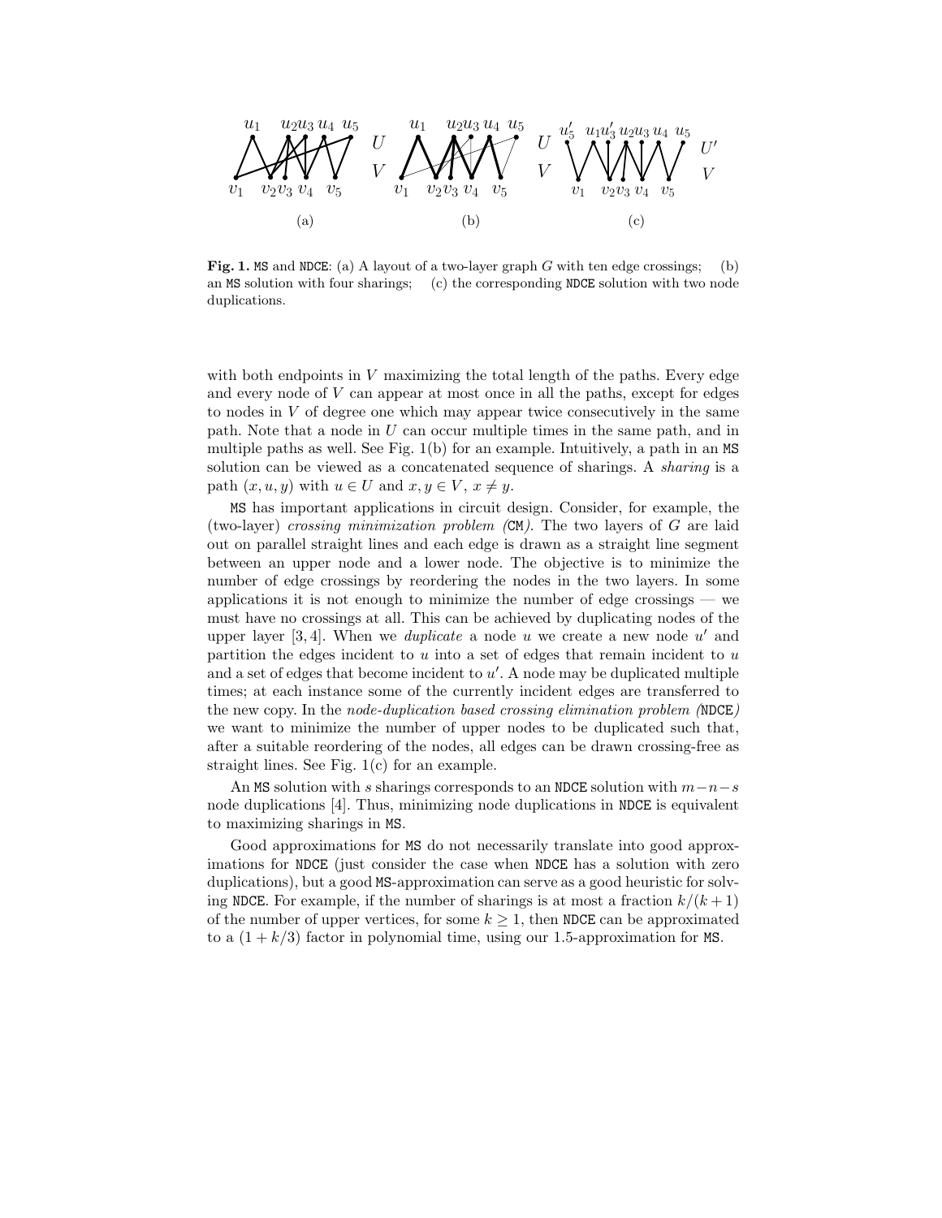**Fig. 1.** MS and NDCE: (a) A layout of a two-layer graph $G$ with ten edge crossings; (b) an MS solution with four sharings; (c) the corresponding NDCE solution with two node duplications.

with both endpoints in $V$ maximizing the total length of the paths. Every edge and every node of $V$ can appear at most once in all the paths, except for edges to nodes in $V$ of degree one which may appear twice consecutively in the same path. Note that a node in $U$ can occur multiple times in the same path, and in multiple paths as well. See Fig. 1(b) for an example. Intuitively, a path in an MS solution can be viewed as a concatenated sequence of sharings. A *sharing* is a path $(x, u, y)$ with $u \in U$ and $x, y \in V$, $x \neq y$.

MS has important applications in circuit design. Consider, for example, the (two-layer) *crossing minimization problem (*CM*)*. The two layers of $G$ are laid out on parallel straight lines and each edge is drawn as a straight line segment between an upper node and a lower node. The objective is to minimize the number of edge crossings by reordering the nodes in the two layers. In some applications it is not enough to minimize the number of edge crossings — we must have no crossings at all. This can be achieved by duplicating nodes of the upper layer [3, 4]. When we *duplicate* a node $u$ we create a new node $u'$ and partition the edges incident to $u$ into a set of edges that remain incident to $u$ and a set of edges that become incident to $u'$. A node may be duplicated multiple times; at each instance some of the currently incident edges are transferred to the new copy. In the *node-duplication based crossing elimination problem (*NDCE*)* we want to minimize the number of upper nodes to be duplicated such that, after a suitable reordering of the nodes, all edges can be drawn crossing-free as straight lines. See Fig. 1(c) for an example.

An MS solution with $s$ sharings corresponds to an NDCE solution with $m-n-s$ node duplications [4]. Thus, minimizing node duplications in NDCE is equivalent to maximizing sharings in MS.

Good approximations for MS do not necessarily translate into good approximations for NDCE (just consider the case when NDCE has a solution with zero duplications), but a good MS-approximation can serve as a good heuristic for solving NDCE. For example, if the number of sharings is at most a fraction $k/(k+1)$ of the number of upper vertices, for some $k \geq 1$, then NDCE can be approximated to a $(1 + k/3)$ factor in polynomial time, using our 1.5-approximation for MS.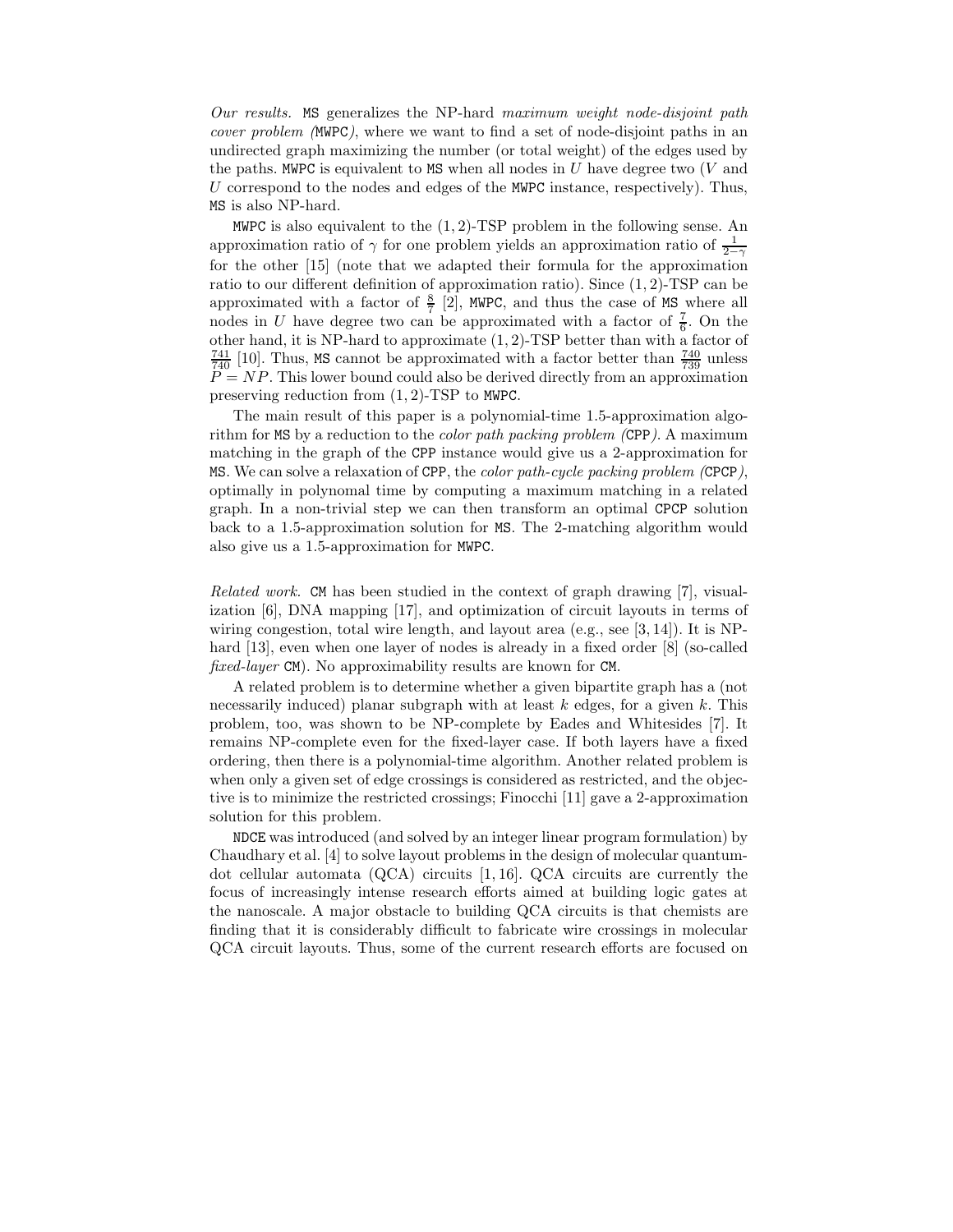*Our results.* MS generalizes the NP-hard *maximum weight node-disjoint path cover problem (*MWPC*)*, where we want to find a set of node-disjoint paths in an undirected graph maximizing the number (or total weight) of the edges used by the paths. MWPC is equivalent to MS when all nodes in $U$ have degree two ($V$ and $U$ correspond to the nodes and edges of the MWPC instance, respectively). Thus, MS is also NP-hard.

MWPC is also equivalent to the $(1, 2)$-TSP problem in the following sense. An approximation ratio of $\gamma$ for one problem yields an approximation ratio of $\frac{1}{2-\gamma}$ for the other [15] (note that we adapted their formula for the approximation ratio to our different definition of approximation ratio). Since $(1, 2)$-TSP can be approximated with a factor of $\frac{8}{7}$ [2], MWPC, and thus the case of MS where all nodes in $U$ have degree two can be approximated with a factor of $\frac{7}{6}$. On the other hand, it is NP-hard to approximate $(1, 2)$-TSP better than with a factor of $\frac{741}{740}$ [10]. Thus, MS cannot be approximated with a factor better than $\frac{740}{739}$ unless $P = NP$. This lower bound could also be derived directly from an approximation preserving reduction from $(1, 2)$-TSP to MWPC.

The main result of this paper is a polynomial-time 1.5-approximation algorithm for MS by a reduction to the *color path packing problem (*CPP*)*. A maximum matching in the graph of the CPP instance would give us a 2-approximation for MS. We can solve a relaxation of CPP, the *color path-cycle packing problem (*CPCP*)*, optimally in polynomal time by computing a maximum matching in a related graph. In a non-trivial step we can then transform an optimal CPCP solution back to a 1.5-approximation solution for MS. The 2-matching algorithm would also give us a 1.5-approximation for MWPC.

*Related work.* CM has been studied in the context of graph drawing [7], visualization [6], DNA mapping [17], and optimization of circuit layouts in terms of wiring congestion, total wire length, and layout area (e.g., see [3, 14]). It is NP-hard [13], even when one layer of nodes is already in a fixed order [8] (so-called *fixed-layer* CM). No approximability results are known for CM.

A related problem is to determine whether a given bipartite graph has a (not necessarily induced) planar subgraph with at least $k$ edges, for a given $k$. This problem, too, was shown to be NP-complete by Eades and Whitesides [7]. It remains NP-complete even for the fixed-layer case. If both layers have a fixed ordering, then there is a polynomial-time algorithm. Another related problem is when only a given set of edge crossings is considered as restricted, and the objective is to minimize the restricted crossings; Finocchi [11] gave a 2-approximation solution for this problem.

NDCE was introduced (and solved by an integer linear program formulation) by Chaudhary et al. [4] to solve layout problems in the design of molecular quantum-dot cellular automata (QCA) circuits [1, 16]. QCA circuits are currently the focus of increasingly intense research efforts aimed at building logic gates at the nanoscale. A major obstacle to building QCA circuits is that chemists are finding that it is considerably difficult to fabricate wire crossings in molecular QCA circuit layouts. Thus, some of the current research efforts are focused on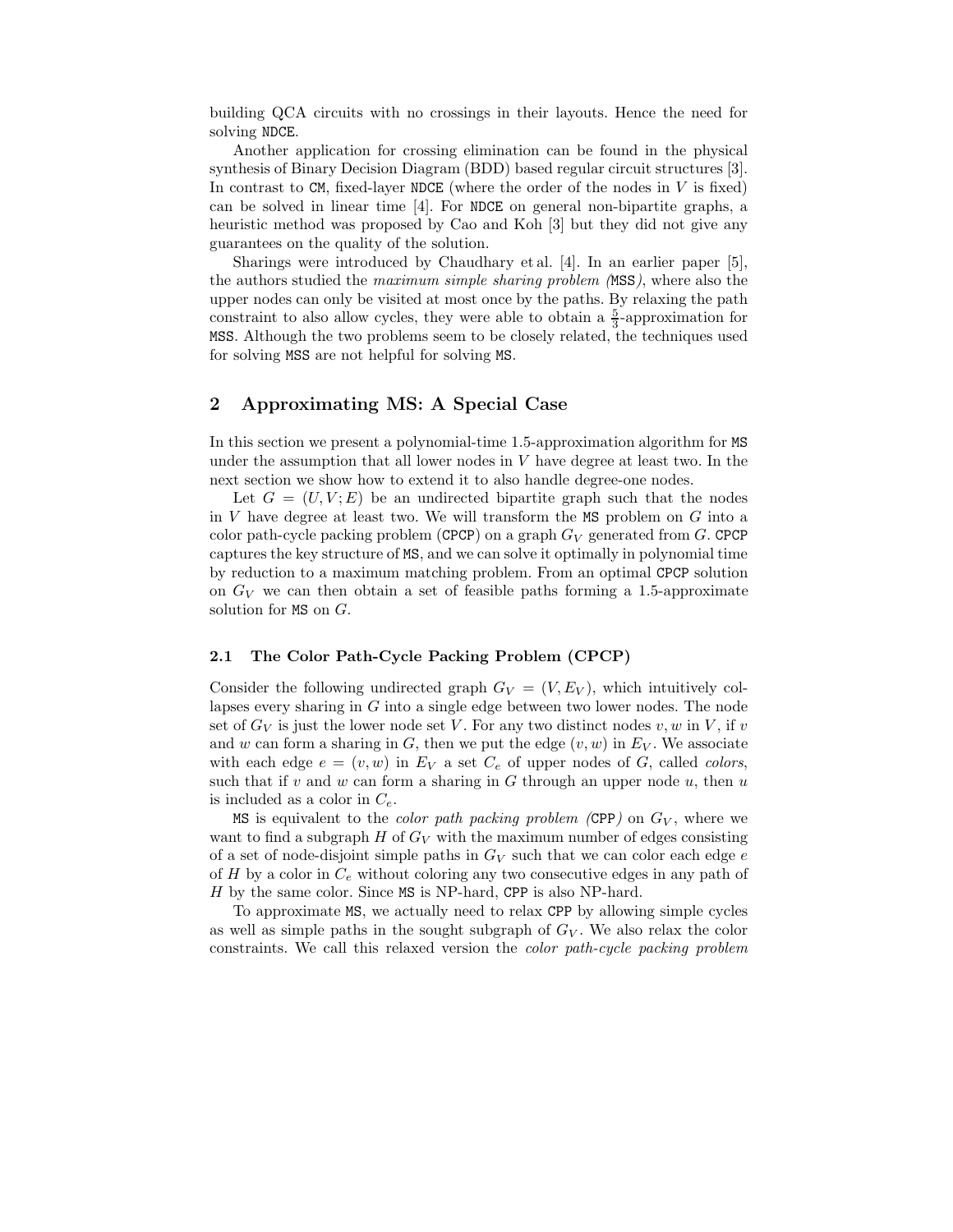building QCA circuits with no crossings in their layouts. Hence the need for solving NDCE.

Another application for crossing elimination can be found in the physical synthesis of Binary Decision Diagram (BDD) based regular circuit structures [3]. In contrast to CM, fixed-layer NDCE (where the order of the nodes in $V$ is fixed) can be solved in linear time [4]. For NDCE on general non-bipartite graphs, a heuristic method was proposed by Cao and Koh [3] but they did not give any guarantees on the quality of the solution.

Sharings were introduced by Chaudhary et al. [4]. In an earlier paper [5], the authors studied the *maximum simple sharing problem (*MSS*)*, where also the upper nodes can only be visited at most once by the paths. By relaxing the path constraint to also allow cycles, they were able to obtain a $\frac{5}{3}$-approximation for MSS. Although the two problems seem to be closely related, the techniques used for solving MSS are not helpful for solving MS.

## 2 Approximating MS: A Special Case

In this section we present a polynomial-time 1.5-approximation algorithm for MS under the assumption that all lower nodes in $V$ have degree at least two. In the next section we show how to extend it to also handle degree-one nodes.

Let $G = (U, V; E)$ be an undirected bipartite graph such that the nodes in $V$ have degree at least two. We will transform the MS problem on $G$ into a color path-cycle packing problem (CPCP) on a graph $G_V$ generated from $G$. CPCP captures the key structure of MS, and we can solve it optimally in polynomial time by reduction to a maximum matching problem. From an optimal CPCP solution on $G_V$ we can then obtain a set of feasible paths forming a 1.5-approximate solution for MS on $G$.

### 2.1 The Color Path-Cycle Packing Problem (CPCP)

Consider the following undirected graph $G_V = (V, E_V)$, which intuitively collapses every sharing in $G$ into a single edge between two lower nodes. The node set of $G_V$ is just the lower node set $V$. For any two distinct nodes $v, w$ in $V$, if $v$ and $w$ can form a sharing in $G$, then we put the edge $(v, w)$ in $E_V$. We associate with each edge $e = (v, w)$ in $E_V$ a set $C_e$ of upper nodes of $G$, called *colors*, such that if $v$ and $w$ can form a sharing in $G$ through an upper node $u$, then $u$ is included as a color in $C_e$.

MS is equivalent to the *color path packing problem (*CPP*)* on $G_V$, where we want to find a subgraph $H$ of $G_V$ with the maximum number of edges consisting of a set of node-disjoint simple paths in $G_V$ such that we can color each edge $e$ of $H$ by a color in $C_e$ without coloring any two consecutive edges in any path of $H$ by the same color. Since MS is NP-hard, CPP is also NP-hard.

To approximate MS, we actually need to relax CPP by allowing simple cycles as well as simple paths in the sought subgraph of $G_V$. We also relax the color constraints. We call this relaxed version the *color path-cycle packing problem*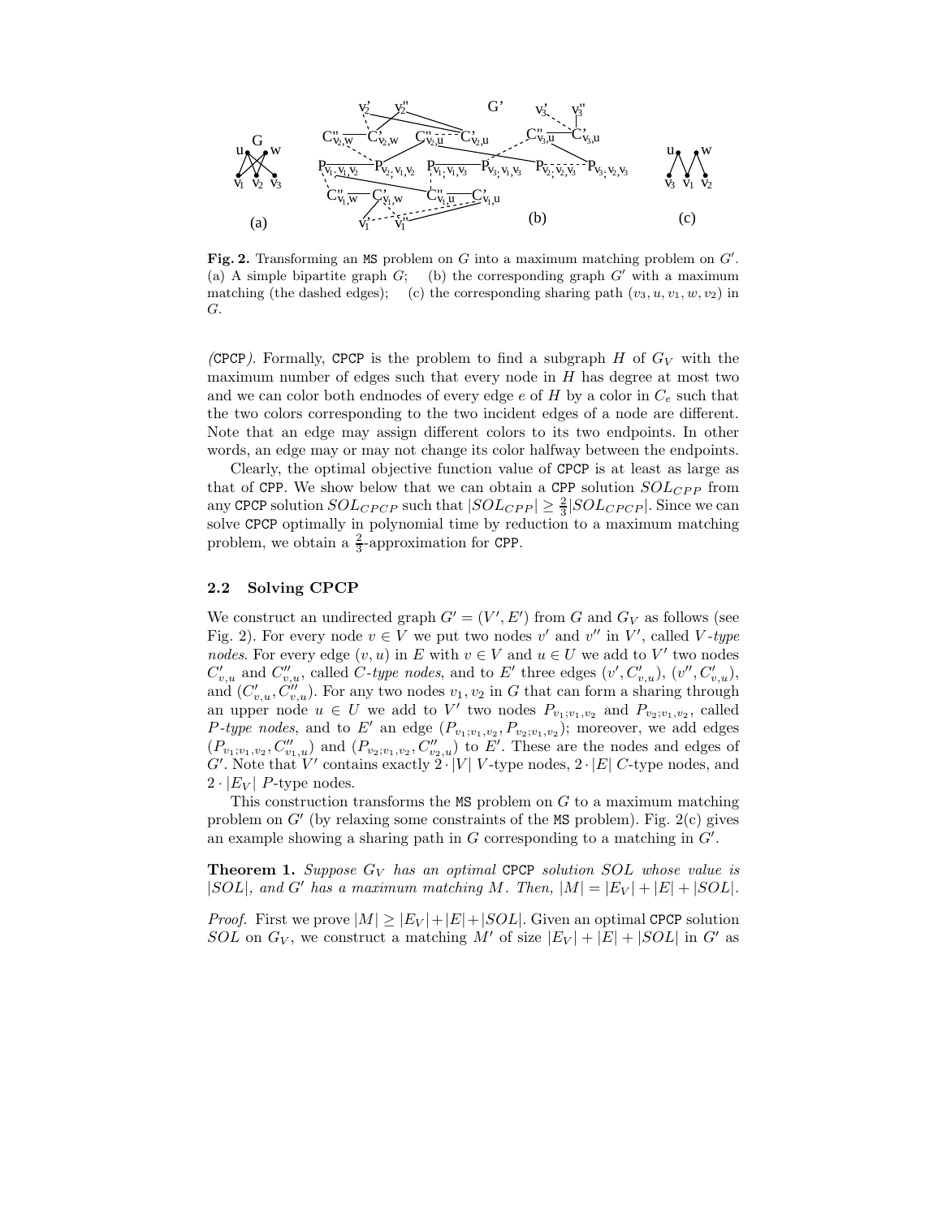**Fig. 2.** Transforming an MS problem on $G$ into a maximum matching problem on $G'$. (a) A simple bipartite graph $G$; (b) the corresponding graph $G'$ with a maximum matching (the dashed edges); (c) the corresponding sharing path $(v_3, u, v_1, w, v_2)$ in $G$.

*(CPCP)*. Formally, CPCP is the problem to find a subgraph $H$ of $G_V$ with the maximum number of edges such that every node in $H$ has degree at most two and we can color both endnodes of every edge $e$ of $H$ by a color in $C_e$ such that the two colors corresponding to the two incident edges of a node are different. Note that an edge may assign different colors to its two endpoints. In other words, an edge may or may not change its color halfway between the endpoints.

Clearly, the optimal objective function value of CPCP is at least as large as that of CPP. We show below that we can obtain a CPP solution $SOL_{CPP}$ from any CPCP solution $SOL_{CPCP}$ such that $|SOL_{CPP}| \geq \frac{2}{3}|SOL_{CPCP}|$. Since we can solve CPCP optimally in polynomial time by reduction to a maximum matching problem, we obtain a $\frac{2}{3}$-approximation for CPP.

### 2.2 Solving CPCP

We construct an undirected graph $G' = (V', E')$ from $G$ and $G_V$ as follows (see Fig. 2). For every node $v \in V$ we put two nodes $v'$ and $v''$ in $V'$, called *V-type nodes*. For every edge $(v, u)$ in $E$ with $v \in V$ and $u \in U$ we add to $V'$ two nodes $C'_{v,u}$ and $C''_{v,u}$, called *C-type nodes*, and to $E'$ three edges $(v', C'_{v,u})$, $(v'', C'_{v,u})$, and $(C'_{v,u}, C''_{v,u})$. For any two nodes $v_1, v_2$ in $G$ that can form a sharing through an upper node $u \in U$ we add to $V'$ two nodes $P_{v_1;v_1,v_2}$ and $P_{v_2;v_1,v_2}$, called *P-type nodes*, and to $E'$ an edge $(P_{v_1;v_1,v_2}, P_{v_2;v_1,v_2})$; moreover, we add edges $(P_{v_1;v_1,v_2}, C''_{v_1,u})$ and $(P_{v_2;v_1,v_2}, C''_{v_2,u})$ to $E'$. These are the nodes and edges of $G'$. Note that $V'$ contains exactly $2 \cdot |V|$ V-type nodes, $2 \cdot |E|$ C-type nodes, and $2 \cdot |E_V|$ P-type nodes.

This construction transforms the MS problem on $G$ to a maximum matching problem on $G'$ (by relaxing some constraints of the MS problem). Fig. 2(c) gives an example showing a sharing path in $G$ corresponding to a matching in $G'$.

**Theorem 1.** *Suppose $G_V$ has an optimal* CPCP *solution SOL whose value is $|SOL|$, and $G'$ has a maximum matching $M$. Then, $|M| = |E_V| + |E| + |SOL|$.*

*Proof.* First we prove $|M| \geq |E_V| + |E| + |SOL|$. Given an optimal CPCP solution $SOL$ on $G_V$, we construct a matching $M'$ of size $|E_V| + |E| + |SOL|$ in $G'$ as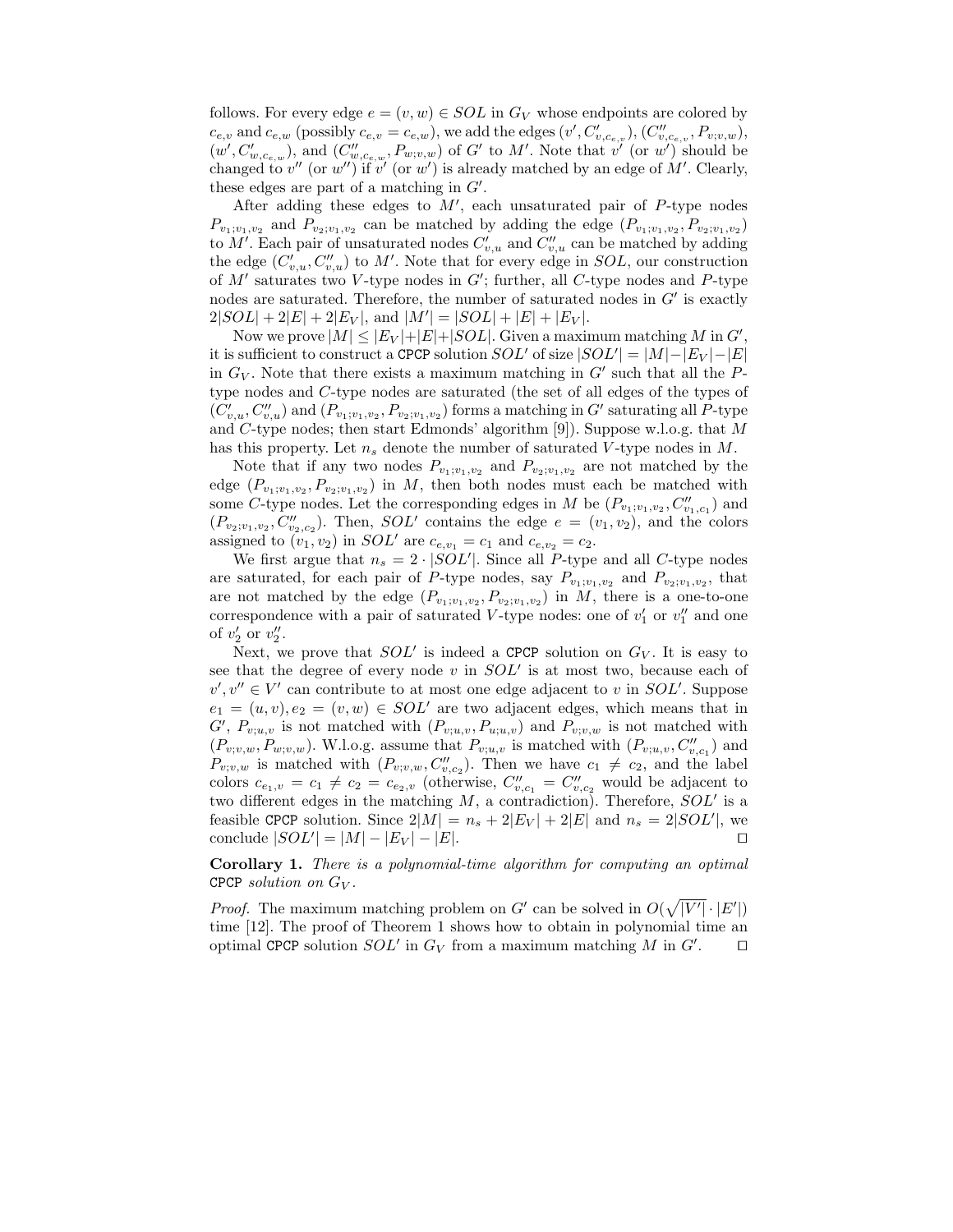follows. For every edge $e = (v, w) \in SOL$ in $G_V$ whose endpoints are colored by $c_{e,v}$ and $c_{e,w}$ (possibly $c_{e,v} = c_{e,w}$), we add the edges $(v', C'_{v,c_{e,v}})$, $(C''_{v,c_{e,v}}, P_{v;v,w})$, $(w', C'_{w,c_{e,w}})$, and $(C''_{w,c_{e,w}}, P_{w;v,w})$ of $G'$ to $M'$. Note that $v'$ (or $w'$) should be changed to $v''$ (or $w''$) if $v'$ (or $w'$) is already matched by an edge of $M'$. Clearly, these edges are part of a matching in $G'$.

After adding these edges to $M'$, each unsaturated pair of $P$-type nodes $P_{v_1;v_1,v_2}$ and $P_{v_2;v_1,v_2}$ can be matched by adding the edge $(P_{v_1;v_1,v_2}, P_{v_2;v_1,v_2})$ to $M'$. Each pair of unsaturated nodes $C'_{v,u}$ and $C''_{v,u}$ can be matched by adding the edge $(C'_{v,u}, C''_{v,u})$ to $M'$. Note that for every edge in $SOL$, our construction of $M'$ saturates two $V$-type nodes in $G'$; further, all $C$-type nodes and $P$-type nodes are saturated. Therefore, the number of saturated nodes in $G'$ is exactly $2|SOL| + 2|E| + 2|E_V|$, and $|M'| = |SOL| + |E| + |E_V|$.

Now we prove $|M| \leq |E_V| + |E| + |SOL|$. Given a maximum matching $M$ in $G'$, it is sufficient to construct a CPCP solution $SOL'$ of size $|SOL'| = |M| - |E_V| - |E|$ in $G_V$. Note that there exists a maximum matching in $G'$ such that all the $P$-type nodes and $C$-type nodes are saturated (the set of all edges of the types of $(C'_{v,u}, C''_{v,u})$ and $(P_{v_1;v_1,v_2}, P_{v_2;v_1,v_2})$ forms a matching in $G'$ saturating all $P$-type and $C$-type nodes; then start Edmonds' algorithm [9]). Suppose w.l.o.g. that $M$ has this property. Let $n_s$ denote the number of saturated $V$-type nodes in $M$.

Note that if any two nodes $P_{v_1;v_1,v_2}$ and $P_{v_2;v_1,v_2}$ are not matched by the edge $(P_{v_1;v_1,v_2}, P_{v_2;v_1,v_2})$ in $M$, then both nodes must each be matched with some $C$-type nodes. Let the corresponding edges in $M$ be $(P_{v_1;v_1,v_2}, C''_{v_1,c_1})$ and $(P_{v_2;v_1,v_2}, C''_{v_2,c_2})$. Then, $SOL'$ contains the edge $e = (v_1, v_2)$, and the colors assigned to $(v_1, v_2)$ in $SOL'$ are $c_{e,v_1} = c_1$ and $c_{e,v_2} = c_2$.

We first argue that $n_s = 2 \cdot |SOL'|$. Since all $P$-type and all $C$-type nodes are saturated, for each pair of $P$-type nodes, say $P_{v_1;v_1,v_2}$ and $P_{v_2;v_1,v_2}$, that are not matched by the edge $(P_{v_1;v_1,v_2}, P_{v_2;v_1,v_2})$ in $M$, there is a one-to-one correspondence with a pair of saturated $V$-type nodes: one of $v'_1$ or $v''_1$ and one of $v'_2$ or $v''_2$.

Next, we prove that $SOL'$ is indeed a CPCP solution on $G_V$. It is easy to see that the degree of every node $v$ in $SOL'$ is at most two, because each of $v', v'' \in V'$ can contribute to at most one edge adjacent to $v$ in $SOL'$. Suppose $e_1 = (u, v), e_2 = (v, w) \in SOL'$ are two adjacent edges, which means that in $G'$, $P_{v;u,v}$ is not matched with $(P_{v;u,v}, P_{u;u,v})$ and $P_{v;v,w}$ is not matched with $(P_{v;v,w}, P_{w;v,w})$. W.l.o.g. assume that $P_{v;u,v}$ is matched with $(P_{v;u,v}, C''_{v,c_1})$ and $P_{v;v,w}$ is matched with $(P_{v;v,w}, C''_{v,c_2})$. Then we have $c_1 \neq c_2$, and the label colors $c_{e_1,v} = c_1 \neq c_2 = c_{e_2,v}$ (otherwise, $C''_{v,c_1} = C''_{v,c_2}$ would be adjacent to two different edges in the matching $M$, a contradiction). Therefore, $SOL'$ is a feasible CPCP solution. Since $2|M| = n_s + 2|E_V| + 2|E|$ and $n_s = 2|SOL'|$, we conclude $|SOL'| = |M| - |E_V| - |E|$. $\square$

**Corollary 1.** *There is a polynomial-time algorithm for computing an optimal* CPCP *solution on* $G_V$*.*

*Proof.* The maximum matching problem on $G'$ can be solved in $O(\sqrt{|V'|} \cdot |E'|)$ time [12]. The proof of Theorem 1 shows how to obtain in polynomial time an optimal CPCP solution $SOL'$ in $G_V$ from a maximum matching $M$ in $G'$. $\square$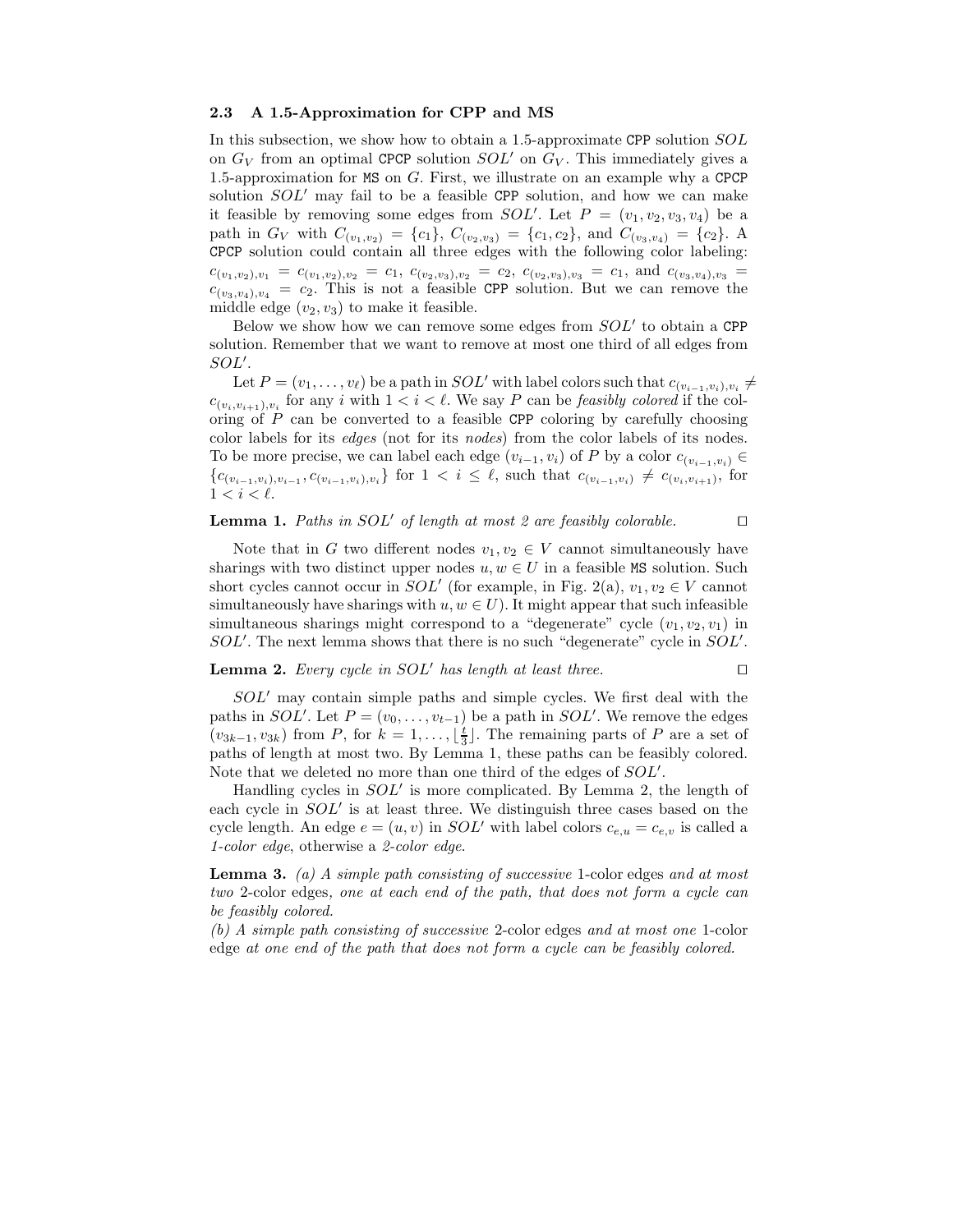### 2.3 A 1.5-Approximation for CPP and MS

In this subsection, we show how to obtain a 1.5-approximate CPP solution $SOL$ on $G_V$ from an optimal CPCP solution $SOL'$ on $G_V$. This immediately gives a 1.5-approximation for MS on $G$. First, we illustrate on an example why a CPCP solution $SOL'$ may fail to be a feasible CPP solution, and how we can make it feasible by removing some edges from $SOL'$. Let $P = (v_1, v_2, v_3, v_4)$ be a path in $G_V$ with $C_{(v_1,v_2)} = \{c_1\}$, $C_{(v_2,v_3)} = \{c_1, c_2\}$, and $C_{(v_3,v_4)} = \{c_2\}$. A CPCP solution could contain all three edges with the following color labeling: $c_{(v_1,v_2),v_1} = c_{(v_1,v_2),v_2} = c_1$, $c_{(v_2,v_3),v_2} = c_2$, $c_{(v_2,v_3),v_3} = c_1$, and $c_{(v_3,v_4),v_3} = c_{(v_3,v_4),v_4} = c_2$. This is not a feasible CPP solution. But we can remove the middle edge $(v_2, v_3)$ to make it feasible.

Below we show how we can remove some edges from $SOL'$ to obtain a CPP solution. Remember that we want to remove at most one third of all edges from $SOL'$.

Let $P = (v_1, \ldots, v_\ell)$ be a path in $SOL'$ with label colors such that $c_{(v_{i-1},v_i),v_i} \neq c_{(v_i,v_{i+1}),v_i}$ for any $i$ with $1 < i < \ell$. We say $P$ can be *feasibly colored* if the coloring of $P$ can be converted to a feasible CPP coloring by carefully choosing color labels for its *edges* (not for its *nodes*) from the color labels of its nodes. To be more precise, we can label each edge $(v_{i-1}, v_i)$ of $P$ by a color $c_{(v_{i-1},v_i)} \in \{c_{(v_{i-1},v_i),v_{i-1}}, c_{(v_{i-1},v_i),v_i}\}$ for $1 < i \leq \ell$, such that $c_{(v_{i-1},v_i)} \neq c_{(v_i,v_{i+1})}$, for $1 < i < \ell$.

**Lemma 1.** *Paths in $SOL'$ of length at most 2 are feasibly colorable.* □

Note that in $G$ two different nodes $v_1, v_2 \in V$ cannot simultaneously have sharings with two distinct upper nodes $u, w \in U$ in a feasible MS solution. Such short cycles cannot occur in $SOL'$ (for example, in Fig. 2(a), $v_1, v_2 \in V$ cannot simultaneously have sharings with $u, w \in U$). It might appear that such infeasible simultaneous sharings might correspond to a "degenerate" cycle $(v_1, v_2, v_1)$ in $SOL'$. The next lemma shows that there is no such "degenerate" cycle in $SOL'$.

**Lemma 2.** *Every cycle in $SOL'$ has length at least three.* □

$SOL'$ may contain simple paths and simple cycles. We first deal with the paths in $SOL'$. Let $P = (v_0, \ldots, v_{t-1})$ be a path in $SOL'$. We remove the edges $(v_{3k-1}, v_{3k})$ from $P$, for $k = 1, \ldots, \lfloor \frac{t}{3} \rfloor$. The remaining parts of $P$ are a set of paths of length at most two. By Lemma 1, these paths can be feasibly colored. Note that we deleted no more than one third of the edges of $SOL'$.

Handling cycles in $SOL'$ is more complicated. By Lemma 2, the length of each cycle in $SOL'$ is at least three. We distinguish three cases based on the cycle length. An edge $e = (u, v)$ in $SOL'$ with label colors $c_{e,u} = c_{e,v}$ is called a *1-color edge*, otherwise a *2-color edge*.

**Lemma 3.** *(a) A simple path consisting of successive* 1-color edges *and at most two* 2-color edges*, one at each end of the path, that does not form a cycle can be feasibly colored.*
*(b) A simple path consisting of successive* 2-color edges *and at most one* 1-color edge *at one end of the path that does not form a cycle can be feasibly colored.*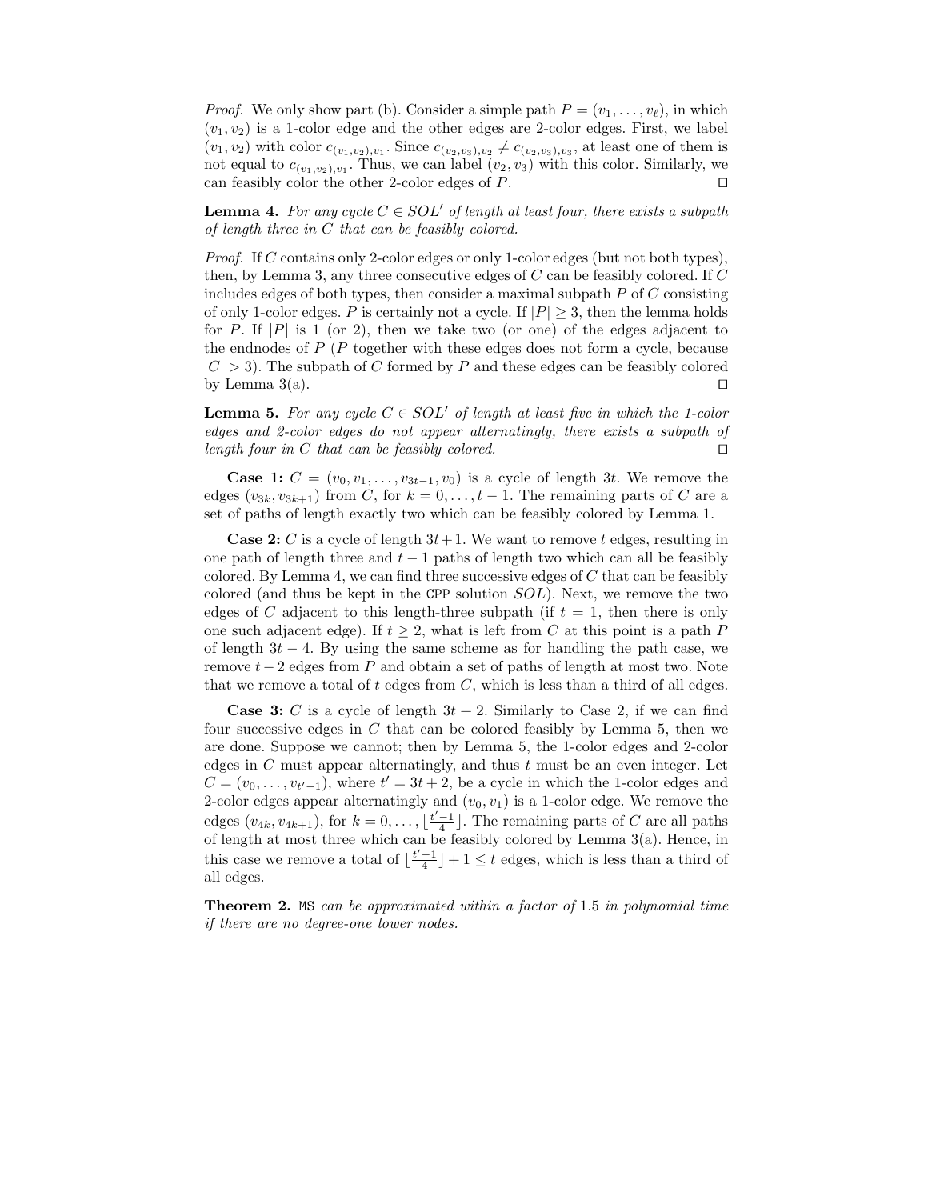*Proof.* We only show part (b). Consider a simple path $P = (v_1, \ldots, v_\ell)$, in which $(v_1, v_2)$ is a 1-color edge and the other edges are 2-color edges. First, we label $(v_1, v_2)$ with color $c_{(v_1,v_2),v_1}$. Since $c_{(v_2,v_3),v_2} \neq c_{(v_2,v_3),v_3}$, at least one of them is not equal to $c_{(v_1,v_2),v_1}$. Thus, we can label $(v_2, v_3)$ with this color. Similarly, we can feasibly color the other 2-color edges of $P$. ◻

**Lemma 4.** *For any cycle $C \in SOL'$ of length at least four, there exists a subpath of length three in $C$ that can be feasibly colored.*

*Proof.* If $C$ contains only 2-color edges or only 1-color edges (but not both types), then, by Lemma 3, any three consecutive edges of $C$ can be feasibly colored. If $C$ includes edges of both types, then consider a maximal subpath $P$ of $C$ consisting of only 1-color edges. $P$ is certainly not a cycle. If $|P| \geq 3$, then the lemma holds for $P$. If $|P|$ is 1 (or 2), then we take two (or one) of the edges adjacent to the endnodes of $P$ ($P$ together with these edges does not form a cycle, because $|C| > 3$). The subpath of $C$ formed by $P$ and these edges can be feasibly colored by Lemma 3(a). ◻

**Lemma 5.** *For any cycle $C \in SOL'$ of length at least five in which the 1-color edges and 2-color edges do not appear alternatingly, there exists a subpath of length four in $C$ that can be feasibly colored.* ◻

**Case 1:** $C = (v_0, v_1, \ldots, v_{3t-1}, v_0)$ is a cycle of length $3t$. We remove the edges $(v_{3k}, v_{3k+1})$ from $C$, for $k = 0, \ldots, t-1$. The remaining parts of $C$ are a set of paths of length exactly two which can be feasibly colored by Lemma 1.

**Case 2:** $C$ is a cycle of length $3t+1$. We want to remove $t$ edges, resulting in one path of length three and $t-1$ paths of length two which can all be feasibly colored. By Lemma 4, we can find three successive edges of $C$ that can be feasibly colored (and thus be kept in the CPP solution $SOL$). Next, we remove the two edges of $C$ adjacent to this length-three subpath (if $t = 1$, then there is only one such adjacent edge). If $t \geq 2$, what is left from $C$ at this point is a path $P$ of length $3t - 4$. By using the same scheme as for handling the path case, we remove $t-2$ edges from $P$ and obtain a set of paths of length at most two. Note that we remove a total of $t$ edges from $C$, which is less than a third of all edges.

**Case 3:** $C$ is a cycle of length $3t + 2$. Similarly to Case 2, if we can find four successive edges in $C$ that can be colored feasibly by Lemma 5, then we are done. Suppose we cannot; then by Lemma 5, the 1-color edges and 2-color edges in $C$ must appear alternatingly, and thus $t$ must be an even integer. Let $C = (v_0, \ldots, v_{t'-1})$, where $t' = 3t + 2$, be a cycle in which the 1-color edges and 2-color edges appear alternatingly and $(v_0, v_1)$ is a 1-color edge. We remove the edges $(v_{4k}, v_{4k+1})$, for $k = 0, \ldots, \lfloor \frac{t'-1}{4} \rfloor$. The remaining parts of $C$ are all paths of length at most three which can be feasibly colored by Lemma 3(a). Hence, in this case we remove a total of $\lfloor \frac{t'-1}{4} \rfloor + 1 \leq t$ edges, which is less than a third of all edges.

**Theorem 2.** *MS can be approximated within a factor of 1.5 in polynomial time if there are no degree-one lower nodes.*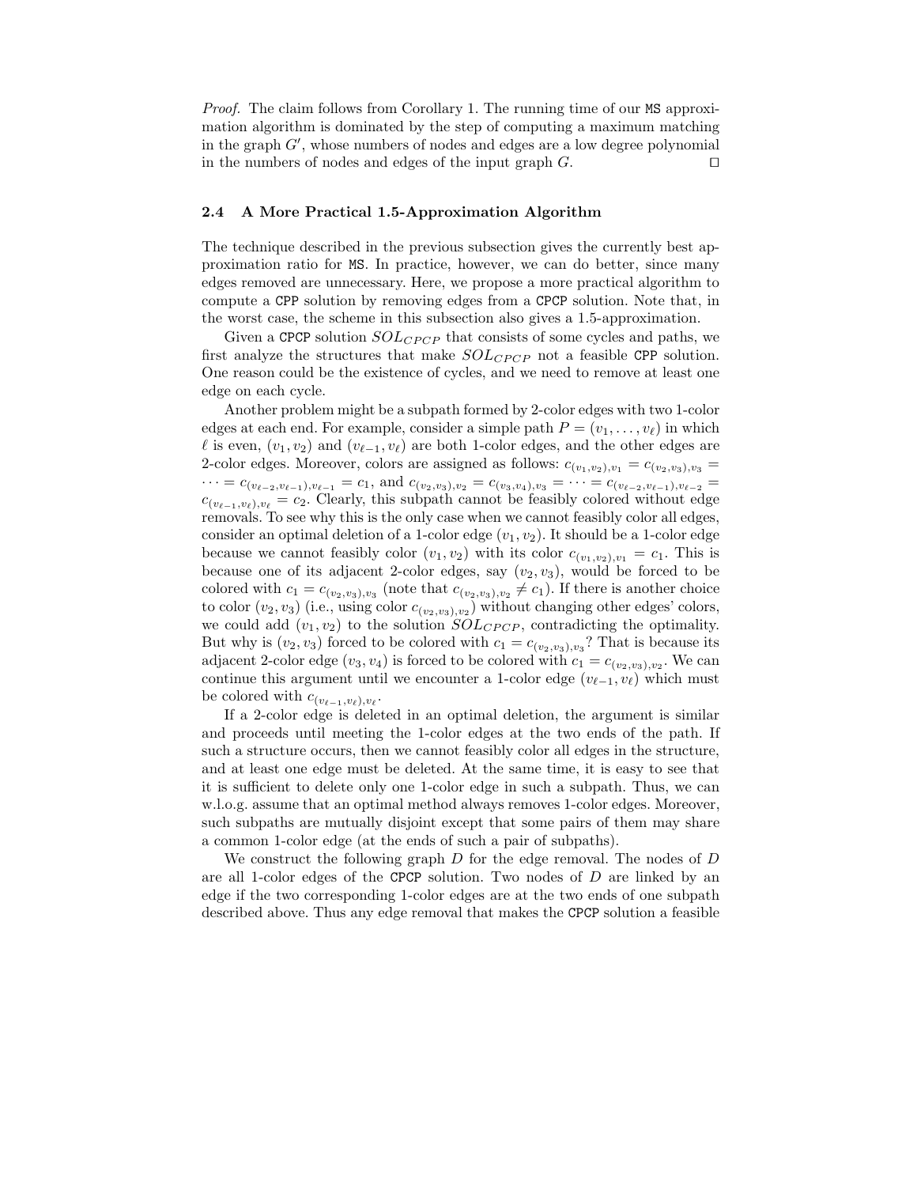*Proof.* The claim follows from Corollary 1. The running time of our MS approximation algorithm is dominated by the step of computing a maximum matching in the graph $G'$, whose numbers of nodes and edges are a low degree polynomial in the numbers of nodes and edges of the input graph $G$. □

### 2.4 A More Practical 1.5-Approximation Algorithm

The technique described in the previous subsection gives the currently best approximation ratio for MS. In practice, however, we can do better, since many edges removed are unnecessary. Here, we propose a more practical algorithm to compute a CPP solution by removing edges from a CPCP solution. Note that, in the worst case, the scheme in this subsection also gives a 1.5-approximation.

Given a CPCP solution $SOL_{CPCP}$ that consists of some cycles and paths, we first analyze the structures that make $SOL_{CPCP}$ not a feasible CPP solution. One reason could be the existence of cycles, and we need to remove at least one edge on each cycle.

Another problem might be a subpath formed by 2-color edges with two 1-color edges at each end. For example, consider a simple path $P = (v_1, \ldots, v_\ell)$ in which $\ell$ is even, $(v_1, v_2)$ and $(v_{\ell-1}, v_\ell)$ are both 1-color edges, and the other edges are 2-color edges. Moreover, colors are assigned as follows: $c_{(v_1,v_2),v_1} = c_{(v_2,v_3),v_3} = \cdots = c_{(v_{\ell-2},v_{\ell-1}),v_{\ell-1}} = c_1$, and $c_{(v_2,v_3),v_2} = c_{(v_3,v_4),v_3} = \cdots = c_{(v_{\ell-2},v_{\ell-1}),v_{\ell-2}} = c_{(v_{\ell-1},v_\ell),v_\ell} = c_2$. Clearly, this subpath cannot be feasibly colored without edge removals. To see why this is the only case when we cannot feasibly color all edges, consider an optimal deletion of a 1-color edge $(v_1, v_2)$. It should be a 1-color edge because we cannot feasibly color $(v_1, v_2)$ with its color $c_{(v_1,v_2),v_1} = c_1$. This is because one of its adjacent 2-color edges, say $(v_2, v_3)$, would be forced to be colored with $c_1 = c_{(v_2,v_3),v_3}$ (note that $c_{(v_2,v_3),v_2} \neq c_1$). If there is another choice to color $(v_2, v_3)$ (i.e., using color $c_{(v_2,v_3),v_2}$) without changing other edges' colors, we could add $(v_1, v_2)$ to the solution $SOL_{CPCP}$, contradicting the optimality. But why is $(v_2, v_3)$ forced to be colored with $c_1 = c_{(v_2,v_3),v_3}$? That is because its adjacent 2-color edge $(v_3, v_4)$ is forced to be colored with $c_1 = c_{(v_2,v_3),v_2}$. We can continue this argument until we encounter a 1-color edge $(v_{\ell-1}, v_\ell)$ which must be colored with $c_{(v_{\ell-1},v_\ell),v_\ell}$.

If a 2-color edge is deleted in an optimal deletion, the argument is similar and proceeds until meeting the 1-color edges at the two ends of the path. If such a structure occurs, then we cannot feasibly color all edges in the structure, and at least one edge must be deleted. At the same time, it is easy to see that it is sufficient to delete only one 1-color edge in such a subpath. Thus, we can w.l.o.g. assume that an optimal method always removes 1-color edges. Moreover, such subpaths are mutually disjoint except that some pairs of them may share a common 1-color edge (at the ends of such a pair of subpaths).

We construct the following graph $D$ for the edge removal. The nodes of $D$ are all 1-color edges of the CPCP solution. Two nodes of $D$ are linked by an edge if the two corresponding 1-color edges are at the two ends of one subpath described above. Thus any edge removal that makes the CPCP solution a feasible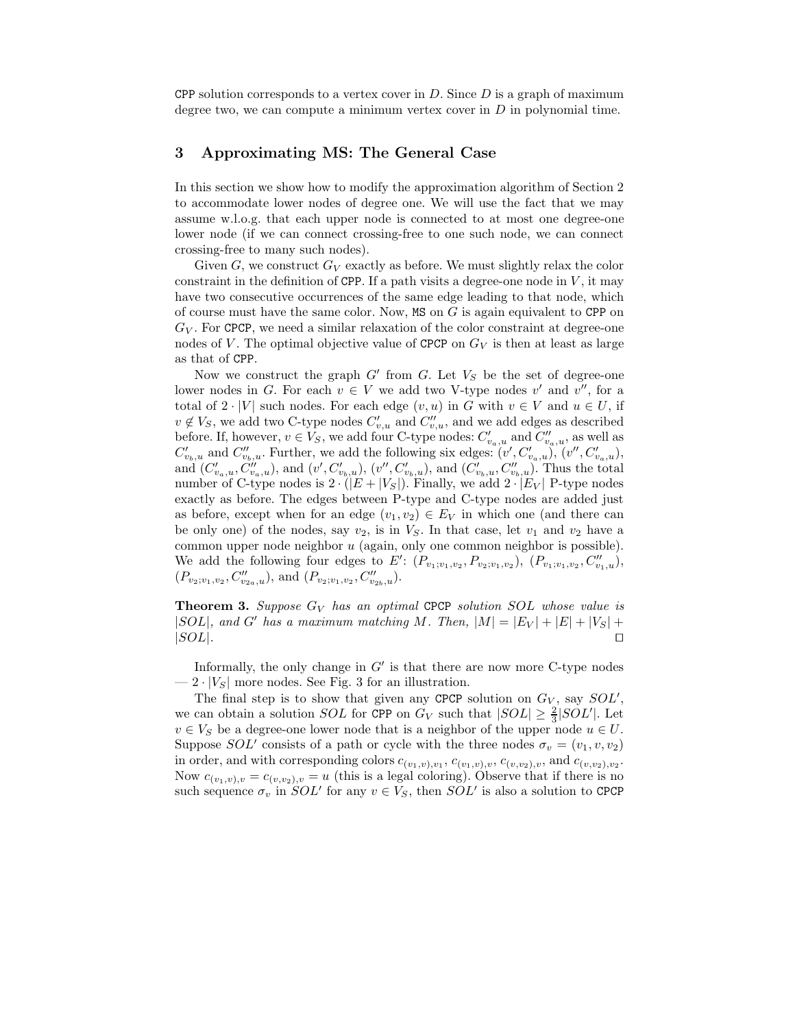CPP solution corresponds to a vertex cover in $D$. Since $D$ is a graph of maximum degree two, we can compute a minimum vertex cover in $D$ in polynomial time.

## 3 Approximating MS: The General Case

In this section we show how to modify the approximation algorithm of Section 2 to accommodate lower nodes of degree one. We will use the fact that we may assume w.l.o.g. that each upper node is connected to at most one degree-one lower node (if we can connect crossing-free to one such node, we can connect crossing-free to many such nodes).

Given $G$, we construct $G_V$ exactly as before. We must slightly relax the color constraint in the definition of CPP. If a path visits a degree-one node in $V$, it may have two consecutive occurrences of the same edge leading to that node, which of course must have the same color. Now, MS on $G$ is again equivalent to CPP on $G_V$. For CPCP, we need a similar relaxation of the color constraint at degree-one nodes of $V$. The optimal objective value of CPCP on $G_V$ is then at least as large as that of CPP.

Now we construct the graph $G'$ from $G$. Let $V_S$ be the set of degree-one lower nodes in $G$. For each $v \in V$ we add two V-type nodes $v'$ and $v''$, for a total of $2 \cdot |V|$ such nodes. For each edge $(v, u)$ in $G$ with $v \in V$ and $u \in U$, if $v \notin V_S$, we add two C-type nodes $C'_{v,u}$ and $C''_{v,u}$, and we add edges as described before. If, however, $v \in V_S$, we add four C-type nodes: $C'_{v_a,u}$ and $C''_{v_a,u}$, as well as $C'_{v_b,u}$ and $C''_{v_b,u}$. Further, we add the following six edges: $(v', C'_{v_a,u})$, $(v'', C'_{v_a,u})$, and $(C'_{v_a,u}, C''_{v_a,u})$, and $(v', C'_{v_b,u})$, $(v'', C'_{v_b,u})$, and $(C'_{v_b,u}, C''_{v_b,u})$. Thus the total number of C-type nodes is $2 \cdot (|E + |V_S|)$. Finally, we add $2 \cdot |E_V|$ P-type nodes exactly as before. The edges between P-type and C-type nodes are added just as before, except when for an edge $(v_1, v_2) \in E_V$ in which one (and there can be only one) of the nodes, say $v_2$, is in $V_S$. In that case, let $v_1$ and $v_2$ have a common upper node neighbor $u$ (again, only one common neighbor is possible). We add the following four edges to $E'$: $(P_{v_1;v_1,v_2}, P_{v_2;v_1,v_2})$, $(P_{v_1;v_1,v_2}, C''_{v_1,u})$, $(P_{v_2;v_1,v_2}, C''_{v_{2a},u})$, and $(P_{v_2;v_1,v_2}, C''_{v_{2b},u})$.

**Theorem 3.** *Suppose $G_V$ has an optimal* CPCP *solution $SOL$ whose value is $|SOL|$, and $G'$ has a maximum matching $M$. Then, $|M| = |E_V| + |E| + |V_S| + |SOL|$.* ◻

Informally, the only change in $G'$ is that there are now more C-type nodes — $2 \cdot |V_S|$ more nodes. See Fig. 3 for an illustration.

The final step is to show that given any CPCP solution on $G_V$, say $SOL'$, we can obtain a solution $SOL$ for CPP on $G_V$ such that $|SOL| \geq \frac{2}{3}|SOL'|$. Let $v \in V_S$ be a degree-one lower node that is a neighbor of the upper node $u \in U$. Suppose $SOL'$ consists of a path or cycle with the three nodes $\sigma_v = (v_1, v, v_2)$ in order, and with corresponding colors $c_{(v_1,v),v_1}$, $c_{(v_1,v),v}$, $c_{(v,v_2),v}$, and $c_{(v,v_2),v_2}$. Now $c_{(v_1,v),v} = c_{(v,v_2),v} = u$ (this is a legal coloring). Observe that if there is no such sequence $\sigma_v$ in $SOL'$ for any $v \in V_S$, then $SOL'$ is also a solution to CPCP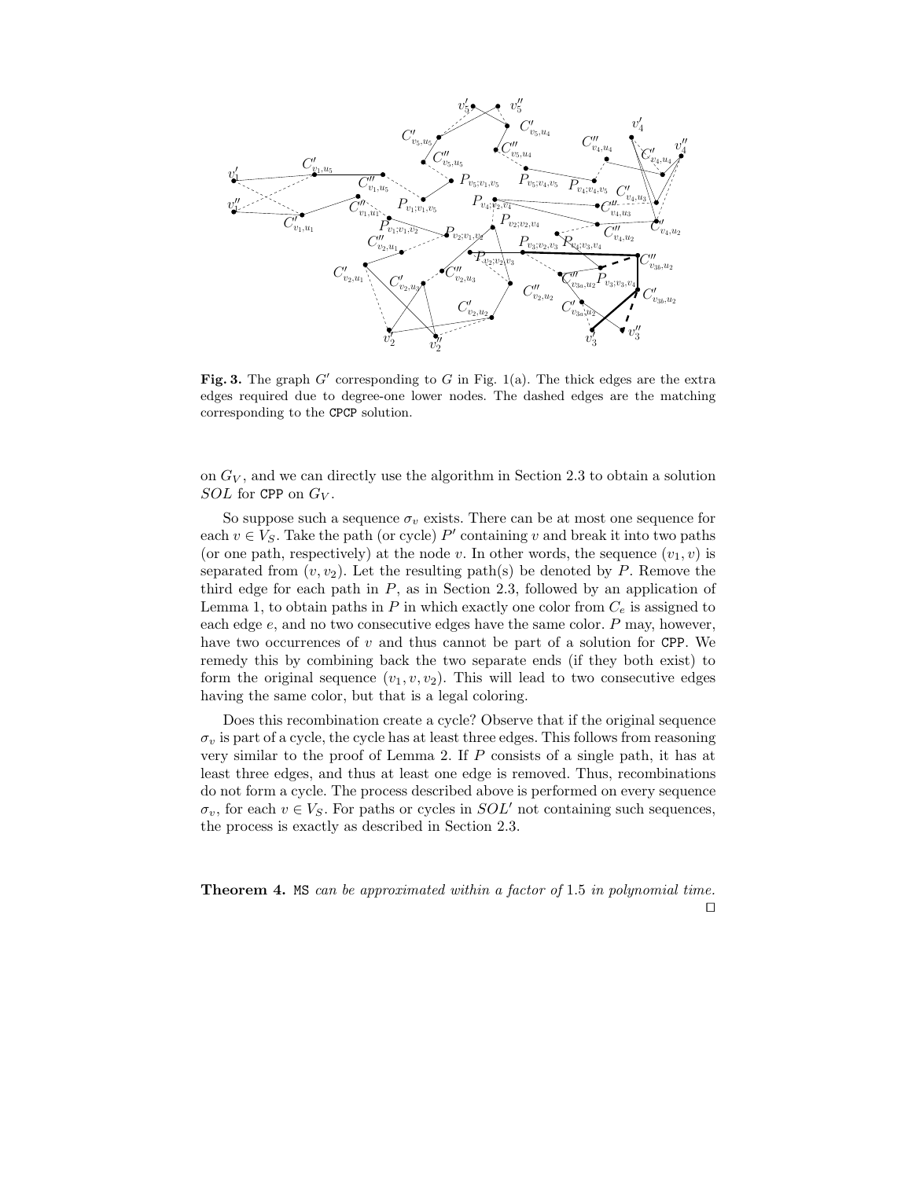**Fig. 3.** The graph $G'$ corresponding to $G$ in Fig. 1(a). The thick edges are the extra edges required due to degree-one lower nodes. The dashed edges are the matching corresponding to the CPCP solution.

on $G_V$, and we can directly use the algorithm in Section 2.3 to obtain a solution $SOL$ for CPP on $G_V$.

So suppose such a sequence $\sigma_v$ exists. There can be at most one sequence for each $v \in V_S$. Take the path (or cycle) $P'$ containing $v$ and break it into two paths (or one path, respectively) at the node $v$. In other words, the sequence $(v_1, v)$ is separated from $(v, v_2)$. Let the resulting path(s) be denoted by $P$. Remove the third edge for each path in $P$, as in Section 2.3, followed by an application of Lemma 1, to obtain paths in $P$ in which exactly one color from $C_e$ is assigned to each edge $e$, and no two consecutive edges have the same color. $P$ may, however, have two occurrences of $v$ and thus cannot be part of a solution for CPP. We remedy this by combining back the two separate ends (if they both exist) to form the original sequence $(v_1, v, v_2)$. This will lead to two consecutive edges having the same color, but that is a legal coloring.

Does this recombination create a cycle? Observe that if the original sequence $\sigma_v$ is part of a cycle, the cycle has at least three edges. This follows from reasoning very similar to the proof of Lemma 2. If $P$ consists of a single path, it has at least three edges, and thus at least one edge is removed. Thus, recombinations do not form a cycle. The process described above is performed on every sequence $\sigma_v$, for each $v \in V_S$. For paths or cycles in $SOL'$ not containing such sequences, the process is exactly as described in Section 2.3.

**Theorem 4.** *MS can be approximated within a factor of* 1.5 *in polynomial time.* □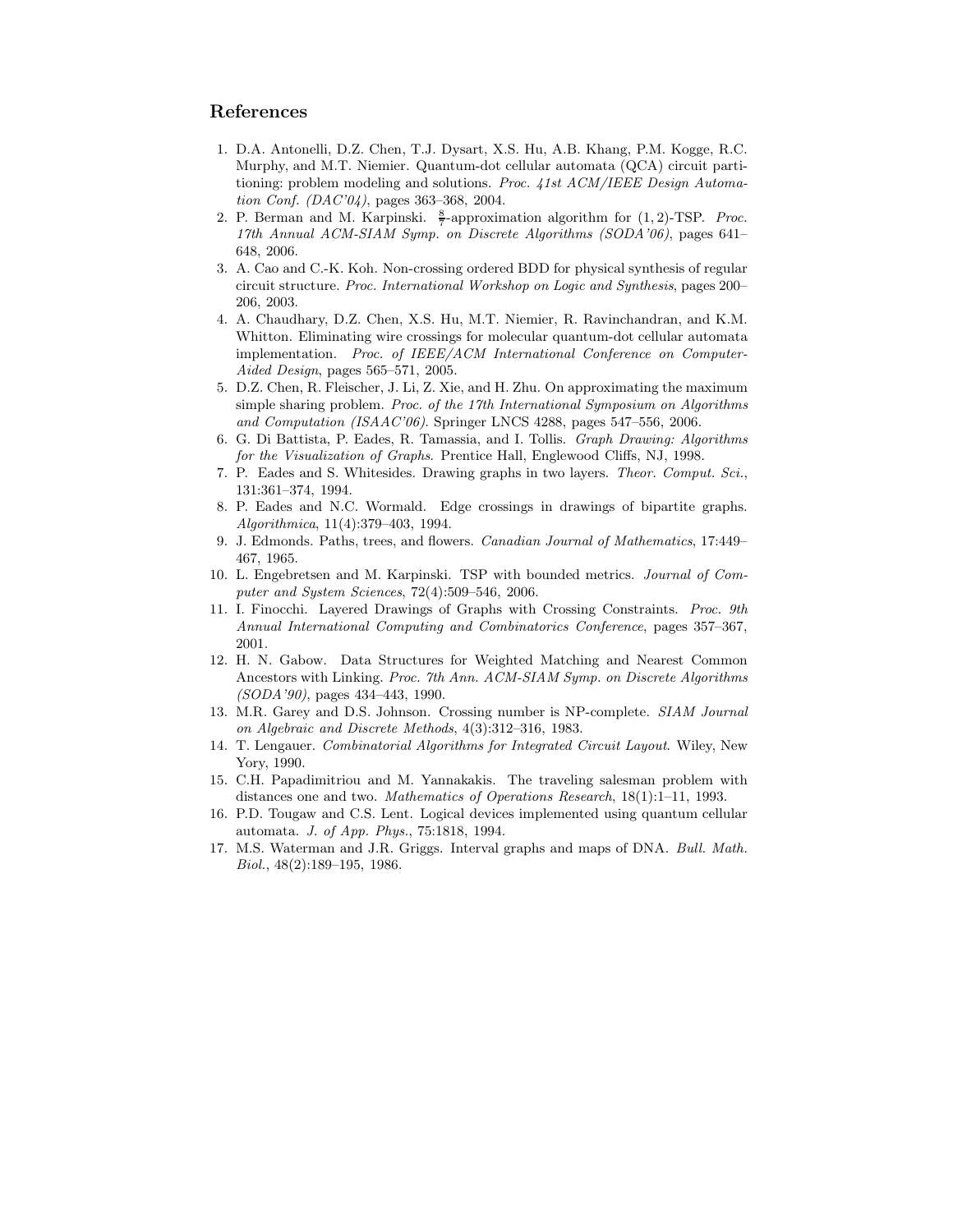## References

1. D.A. Antonelli, D.Z. Chen, T.J. Dysart, X.S. Hu, A.B. Khang, P.M. Kogge, R.C. Murphy, and M.T. Niemier. Quantum-dot cellular automata (QCA) circuit partitioning: problem modeling and solutions. *Proc. 41st ACM/IEEE Design Automation Conf. (DAC'04)*, pages 363–368, 2004.
2. P. Berman and M. Karpinski. $\frac{8}{7}$-approximation algorithm for $(1, 2)$-TSP. *Proc. 17th Annual ACM-SIAM Symp. on Discrete Algorithms (SODA'06)*, pages 641–648, 2006.
3. A. Cao and C.-K. Koh. Non-crossing ordered BDD for physical synthesis of regular circuit structure. *Proc. International Workshop on Logic and Synthesis*, pages 200–206, 2003.
4. A. Chaudhary, D.Z. Chen, X.S. Hu, M.T. Niemier, R. Ravinchandran, and K.M. Whitton. Eliminating wire crossings for molecular quantum-dot cellular automata implementation. *Proc. of IEEE/ACM International Conference on Computer-Aided Design*, pages 565–571, 2005.
5. D.Z. Chen, R. Fleischer, J. Li, Z. Xie, and H. Zhu. On approximating the maximum simple sharing problem. *Proc. of the 17th International Symposium on Algorithms and Computation (ISAAC'06)*. Springer LNCS 4288, pages 547–556, 2006.
6. G. Di Battista, P. Eades, R. Tamassia, and I. Tollis. *Graph Drawing: Algorithms for the Visualization of Graphs*. Prentice Hall, Englewood Cliffs, NJ, 1998.
7. P. Eades and S. Whitesides. Drawing graphs in two layers. *Theor. Comput. Sci.*, 131:361–374, 1994.
8. P. Eades and N.C. Wormald. Edge crossings in drawings of bipartite graphs. *Algorithmica*, 11(4):379–403, 1994.
9. J. Edmonds. Paths, trees, and flowers. *Canadian Journal of Mathematics*, 17:449–467, 1965.
10. L. Engebretsen and M. Karpinski. TSP with bounded metrics. *Journal of Computer and System Sciences*, 72(4):509–546, 2006.
11. I. Finocchi. Layered Drawings of Graphs with Crossing Constraints. *Proc. 9th Annual International Computing and Combinatorics Conference*, pages 357–367, 2001.
12. H. N. Gabow. Data Structures for Weighted Matching and Nearest Common Ancestors with Linking. *Proc. 7th Ann. ACM-SIAM Symp. on Discrete Algorithms (SODA'90)*, pages 434–443, 1990.
13. M.R. Garey and D.S. Johnson. Crossing number is NP-complete. *SIAM Journal on Algebraic and Discrete Methods*, 4(3):312–316, 1983.
14. T. Lengauer. *Combinatorial Algorithms for Integrated Circuit Layout*. Wiley, New Yory, 1990.
15. C.H. Papadimitriou and M. Yannakakis. The traveling salesman problem with distances one and two. *Mathematics of Operations Research*, 18(1):1–11, 1993.
16. P.D. Tougaw and C.S. Lent. Logical devices implemented using quantum cellular automata. *J. of App. Phys.*, 75:1818, 1994.
17. M.S. Waterman and J.R. Griggs. Interval graphs and maps of DNA. *Bull. Math. Biol.*, 48(2):189–195, 1986.